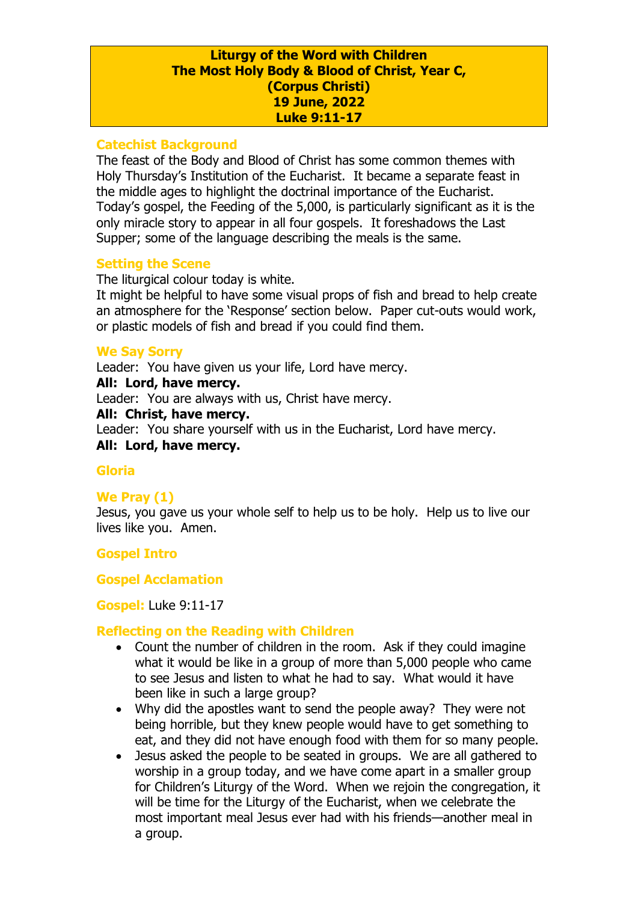# Liturgy of the Word with Children
# The Most Holy Body & Blood of Christ, Year C, (Corpus Christi)
# 19 June, 2022
# Luke 9:11-17

## Catechist Background

The feast of the Body and Blood of Christ has some common themes with Holy Thursday's Institution of the Eucharist. It became a separate feast in the middle ages to highlight the doctrinal importance of the Eucharist. Today's gospel, the Feeding of the 5,000, is particularly significant as it is the only miracle story to appear in all four gospels. It foreshadows the Last Supper; some of the language describing the meals is the same.

## Setting the Scene

The liturgical colour today is white.

It might be helpful to have some visual props of fish and bread to help create an atmosphere for the 'Response' section below. Paper cut-outs would work, or plastic models of fish and bread if you could find them.

## We Say Sorry

Leader: You have given us your life, Lord have mercy.

**All: Lord, have mercy.**

Leader: You are always with us, Christ have mercy.

**All: Christ, have mercy.**

Leader: You share yourself with us in the Eucharist, Lord have mercy.

**All: Lord, have mercy.**

## Gloria

## We Pray (1)

Jesus, you gave us your whole self to help us to be holy. Help us to live our lives like you. Amen.

## Gospel Intro

## Gospel Acclamation

## Gospel: Luke 9:11-17

## Reflecting on the Reading with Children

- Count the number of children in the room. Ask if they could imagine what it would be like in a group of more than 5,000 people who came to see Jesus and listen to what he had to say. What would it have been like in such a large group?
- Why did the apostles want to send the people away? They were not being horrible, but they knew people would have to get something to eat, and they did not have enough food with them for so many people.
- Jesus asked the people to be seated in groups. We are all gathered to worship in a group today, and we have come apart in a smaller group for Children's Liturgy of the Word. When we rejoin the congregation, it will be time for the Liturgy of the Eucharist, when we celebrate the most important meal Jesus ever had with his friends—another meal in a group.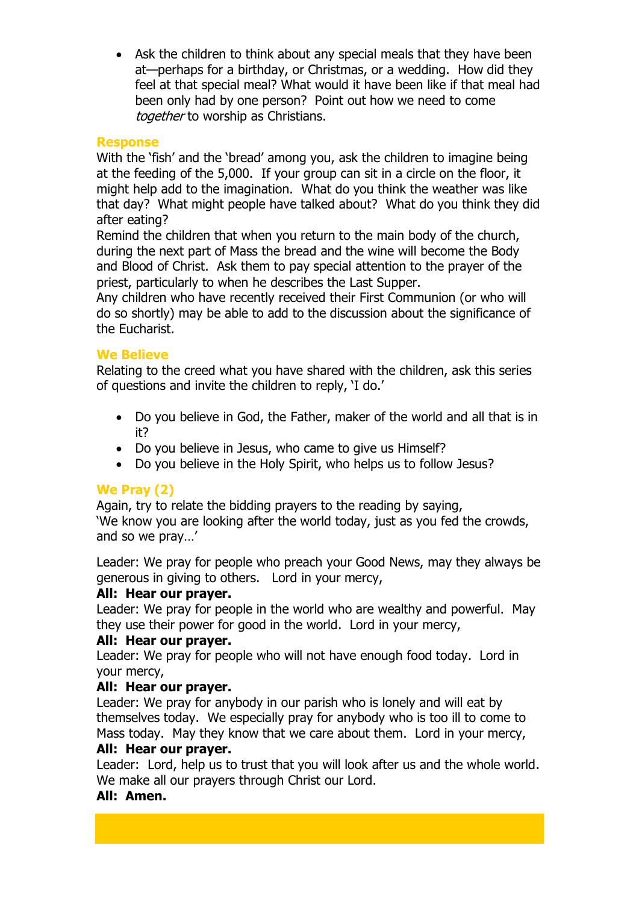- Ask the children to think about any special meals that they have been at—perhaps for a birthday, or Christmas, or a wedding. How did they feel at that special meal? What would it have been like if that meal had been only had by one person? Point out how we need to come *together* to worship as Christians.

## Response

With the 'fish' and the 'bread' among you, ask the children to imagine being at the feeding of the 5,000. If your group can sit in a circle on the floor, it might help add to the imagination. What do you think the weather was like that day? What might people have talked about? What do you think they did after eating?

Remind the children that when you return to the main body of the church, during the next part of Mass the bread and the wine will become the Body and Blood of Christ. Ask them to pay special attention to the prayer of the priest, particularly to when he describes the Last Supper.

Any children who have recently received their First Communion (or who will do so shortly) may be able to add to the discussion about the significance of the Eucharist.

## We Believe

Relating to the creed what you have shared with the children, ask this series of questions and invite the children to reply, 'I do.'

- Do you believe in God, the Father, maker of the world and all that is in it?
- Do you believe in Jesus, who came to give us Himself?
- Do you believe in the Holy Spirit, who helps us to follow Jesus?

## We Pray (2)

Again, try to relate the bidding prayers to the reading by saying,
'We know you are looking after the world today, just as you fed the crowds, and so we pray…'

Leader: We pray for people who preach your Good News, may they always be generous in giving to others. Lord in your mercy,

**All: Hear our prayer.**

Leader: We pray for people in the world who are wealthy and powerful. May they use their power for good in the world. Lord in your mercy,

**All: Hear our prayer.**

Leader: We pray for people who will not have enough food today. Lord in your mercy,

**All: Hear our prayer.**

Leader: We pray for anybody in our parish who is lonely and will eat by themselves today. We especially pray for anybody who is too ill to come to Mass today. May they know that we care about them. Lord in your mercy,

**All: Hear our prayer.**

Leader: Lord, help us to trust that you will look after us and the whole world. We make all our prayers through Christ our Lord.

**All: Amen.**